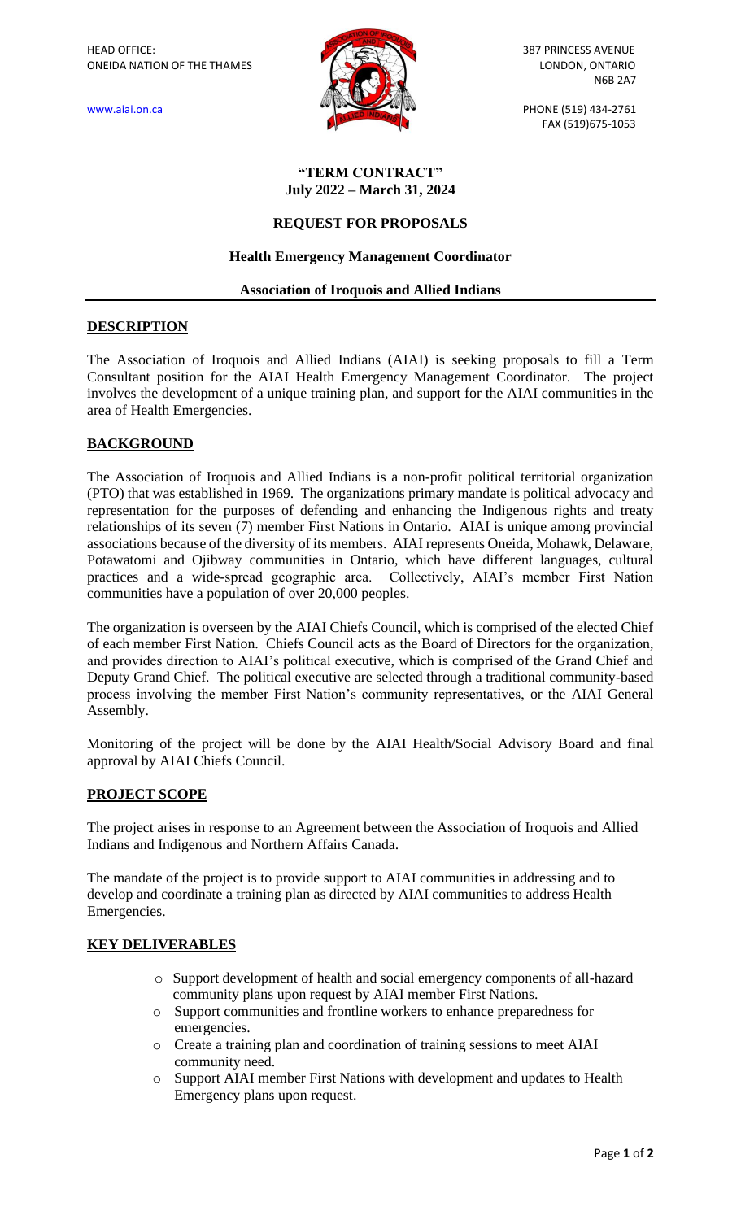HEAD OFFICE:
ONEIDA NATION OF THE THAMES

www.aiai.on.ca

387 PRINCESS AVENUE
LONDON, ONTARIO
N6B 2A7

PHONE (519) 434-2761
FAX (519)675-1053

**"TERM CONTRACT"**
**July 2022 – March 31, 2024**

**REQUEST FOR PROPOSALS**

**Health Emergency Management Coordinator**

**Association of Iroquois and Allied Indians**

## DESCRIPTION

The Association of Iroquois and Allied Indians (AIAI) is seeking proposals to fill a Term Consultant position for the AIAI Health Emergency Management Coordinator. The project involves the development of a unique training plan, and support for the AIAI communities in the area of Health Emergencies.

## BACKGROUND

The Association of Iroquois and Allied Indians is a non-profit political territorial organization (PTO) that was established in 1969. The organizations primary mandate is political advocacy and representation for the purposes of defending and enhancing the Indigenous rights and treaty relationships of its seven (7) member First Nations in Ontario. AIAI is unique among provincial associations because of the diversity of its members. AIAI represents Oneida, Mohawk, Delaware, Potawatomi and Ojibway communities in Ontario, which have different languages, cultural practices and a wide-spread geographic area. Collectively, AIAI's member First Nation communities have a population of over 20,000 peoples.

The organization is overseen by the AIAI Chiefs Council, which is comprised of the elected Chief of each member First Nation. Chiefs Council acts as the Board of Directors for the organization, and provides direction to AIAI's political executive, which is comprised of the Grand Chief and Deputy Grand Chief. The political executive are selected through a traditional community-based process involving the member First Nation's community representatives, or the AIAI General Assembly.

Monitoring of the project will be done by the AIAI Health/Social Advisory Board and final approval by AIAI Chiefs Council.

## PROJECT SCOPE

The project arises in response to an Agreement between the Association of Iroquois and Allied Indians and Indigenous and Northern Affairs Canada.

The mandate of the project is to provide support to AIAI communities in addressing and to develop and coordinate a training plan as directed by AIAI communities to address Health Emergencies.

## KEY DELIVERABLES

- Support development of health and social emergency components of all-hazard community plans upon request by AIAI member First Nations.
- Support communities and frontline workers to enhance preparedness for emergencies.
- Create a training plan and coordination of training sessions to meet AIAI community need.
- Support AIAI member First Nations with development and updates to Health Emergency plans upon request.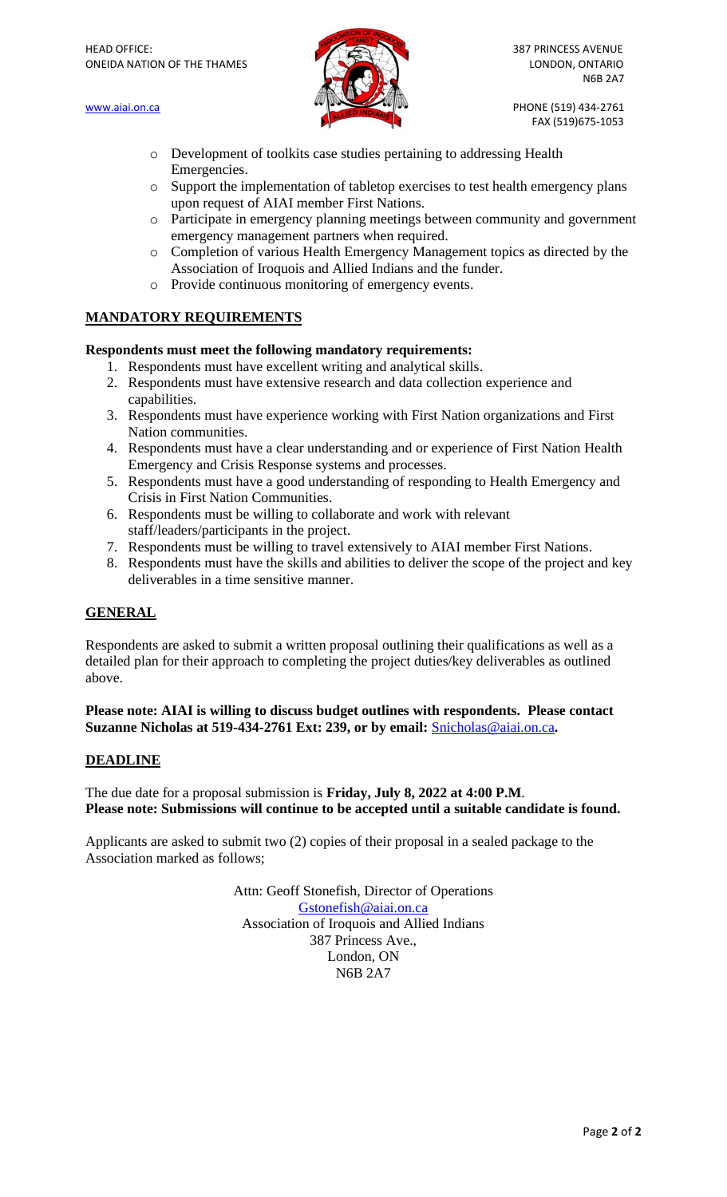- Development of toolkits case studies pertaining to addressing Health Emergencies.
- Support the implementation of tabletop exercises to test health emergency plans upon request of AIAI member First Nations.
- Participate in emergency planning meetings between community and government emergency management partners when required.
- Completion of various Health Emergency Management topics as directed by the Association of Iroquois and Allied Indians and the funder.
- Provide continuous monitoring of emergency events.

## MANDATORY REQUIREMENTS

**Respondents must meet the following mandatory requirements:**

1. Respondents must have excellent writing and analytical skills.
2. Respondents must have extensive research and data collection experience and capabilities.
3. Respondents must have experience working with First Nation organizations and First Nation communities.
4. Respondents must have a clear understanding and or experience of First Nation Health Emergency and Crisis Response systems and processes.
5. Respondents must have a good understanding of responding to Health Emergency and Crisis in First Nation Communities.
6. Respondents must be willing to collaborate and work with relevant staff/leaders/participants in the project.
7. Respondents must be willing to travel extensively to AIAI member First Nations.
8. Respondents must have the skills and abilities to deliver the scope of the project and key deliverables in a time sensitive manner.

## GENERAL

Respondents are asked to submit a written proposal outlining their qualifications as well as a detailed plan for their approach to completing the project duties/key deliverables as outlined above.

**Please note: AIAI is willing to discuss budget outlines with respondents. Please contact Suzanne Nicholas at 519-434-2761 Ext: 239, or by email: Snicholas@aiai.on.ca.**

## DEADLINE

The due date for a proposal submission is **Friday, July 8, 2022 at 4:00 P.M**.
**Please note: Submissions will continue to be accepted until a suitable candidate is found.**

Applicants are asked to submit two (2) copies of their proposal in a sealed package to the Association marked as follows;

Attn: Geoff Stonefish, Director of Operations
Gstonefish@aiai.on.ca
Association of Iroquois and Allied Indians
387 Princess Ave.,
London, ON
N6B 2A7